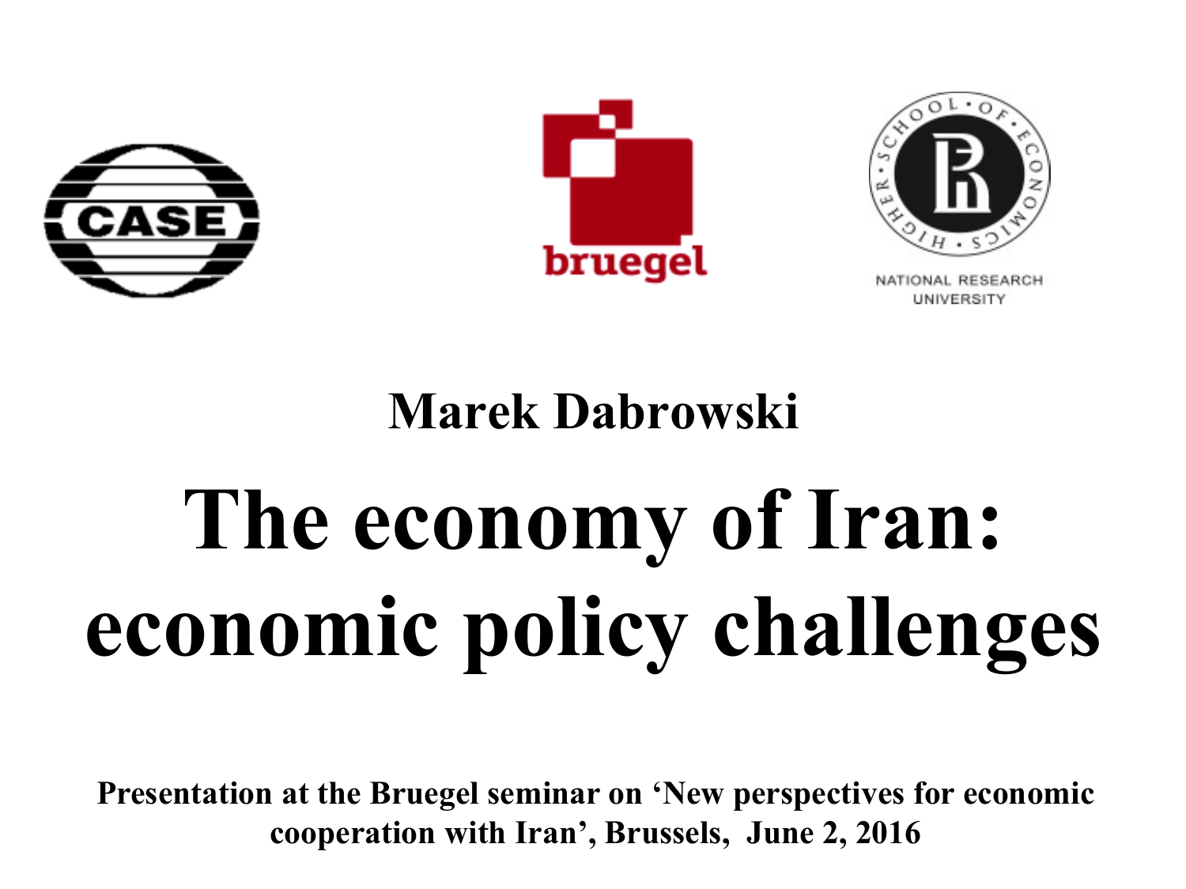**Marek Dabrowski**

# The economy of Iran: economic policy challenges

**Presentation at the Bruegel seminar on 'New perspectives for economic cooperation with Iran', Brussels, June 2, 2016**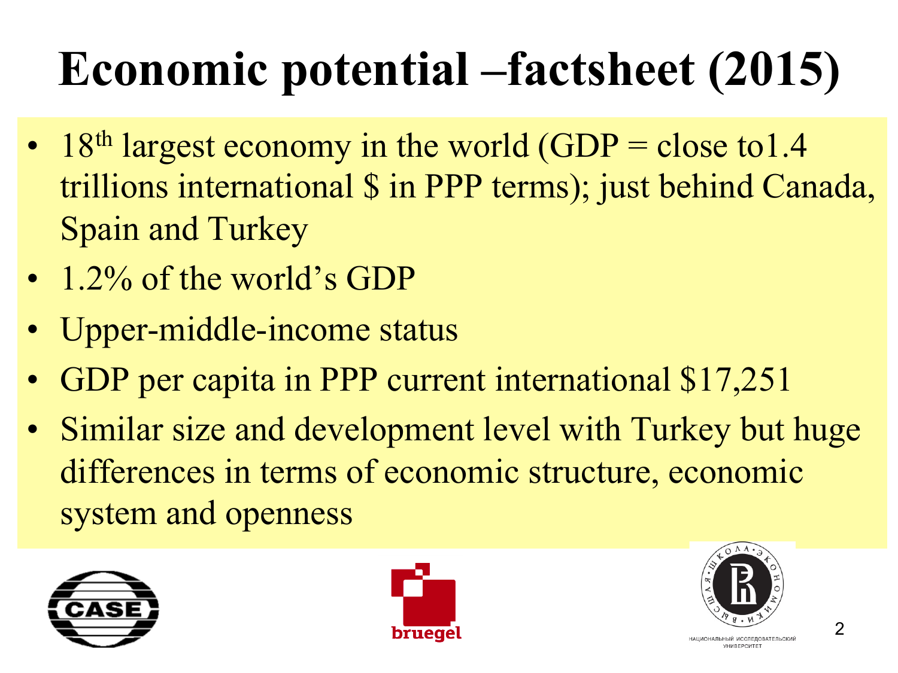# Economic potential –factsheet (2015)

- 18th largest economy in the world (GDP = close to1.4 trillions international $ in PPP terms); just behind Canada, Spain and Turkey
- 1.2% of the world's GDP
- Upper-middle-income status
- GDP per capita in PPP current international $17,251
- Similar size and development level with Turkey but huge differences in terms of economic structure, economic system and openness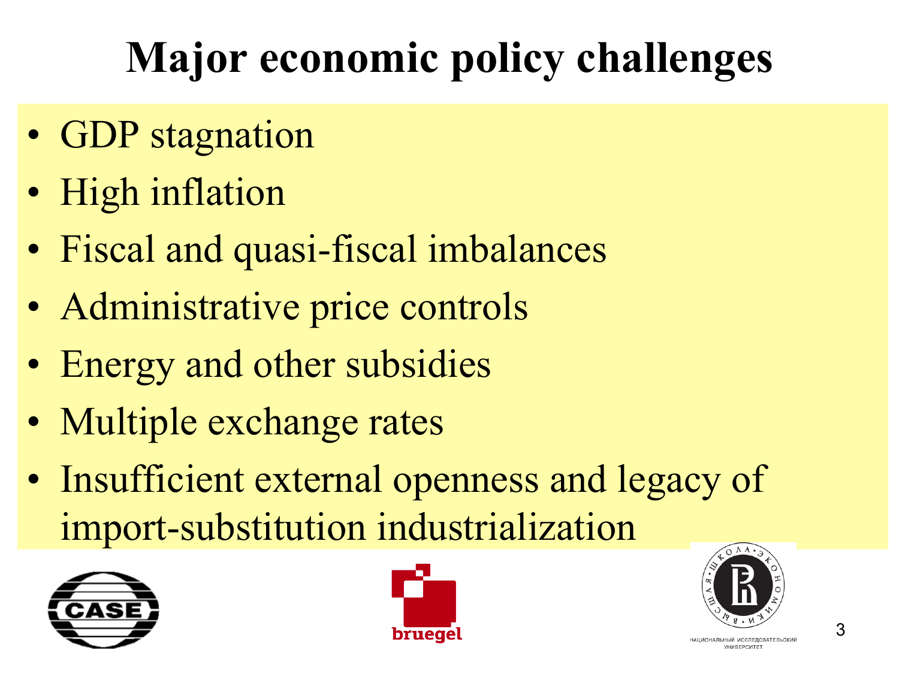# Major economic policy challenges

- GDP stagnation
- High inflation
- Fiscal and quasi-fiscal imbalances
- Administrative price controls
- Energy and other subsidies
- Multiple exchange rates
- Insufficient external openness and legacy of import-substitution industrialization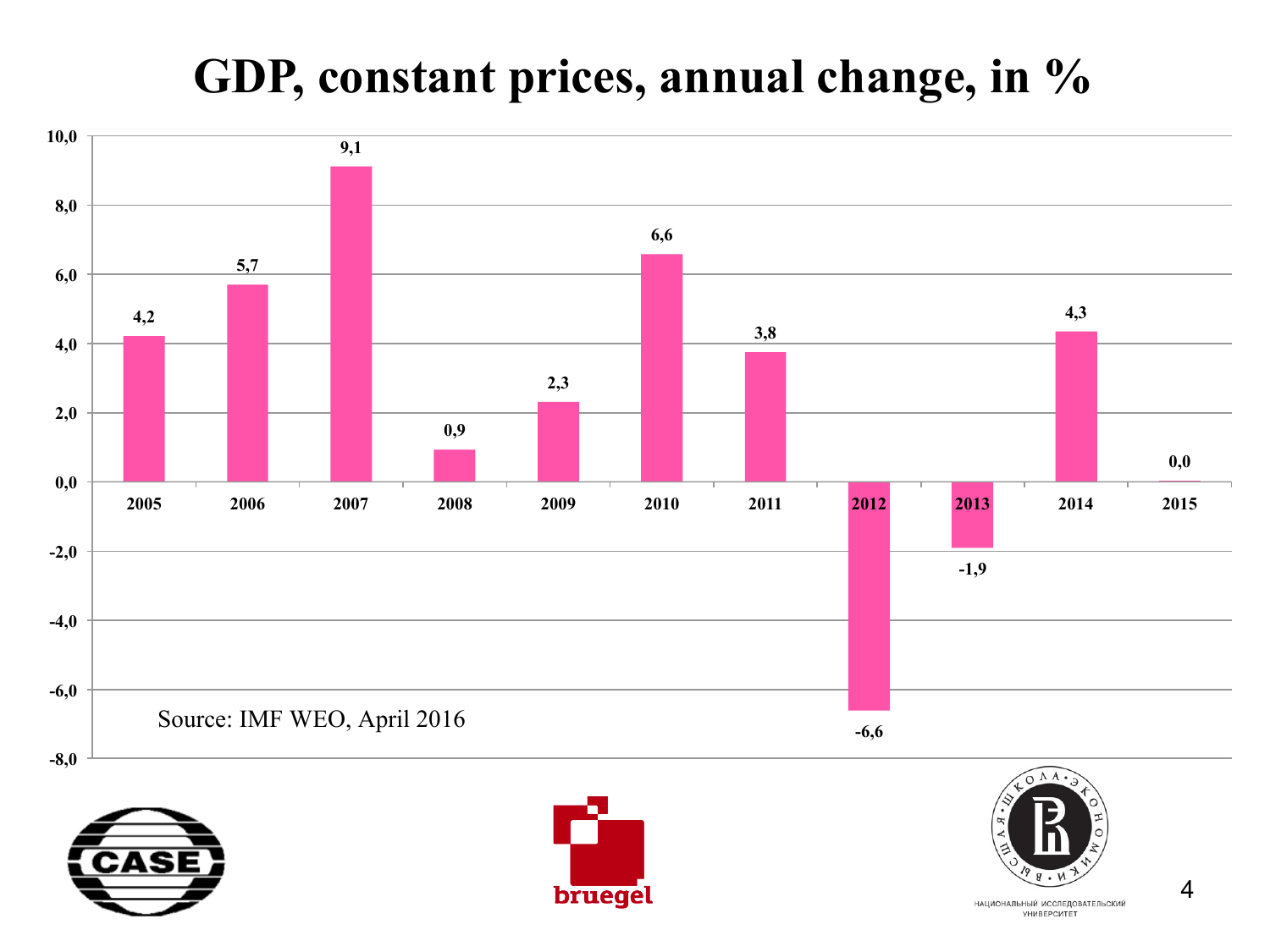# GDP, constant prices, annual change, in %

| Year | Annual change, % |
|---|---|
| 2005 | 4,2 |
| 2006 | 5,7 |
| 2007 | 9,1 |
| 2008 | 0,9 |
| 2009 | 2,3 |
| 2010 | 6,6 |
| 2011 | 3,8 |
| 2012 | -6,6 |
| 2013 | -1,9 |
| 2014 | 4,3 |
| 2015 | 0,0 |

Source: IMF WEO, April 2016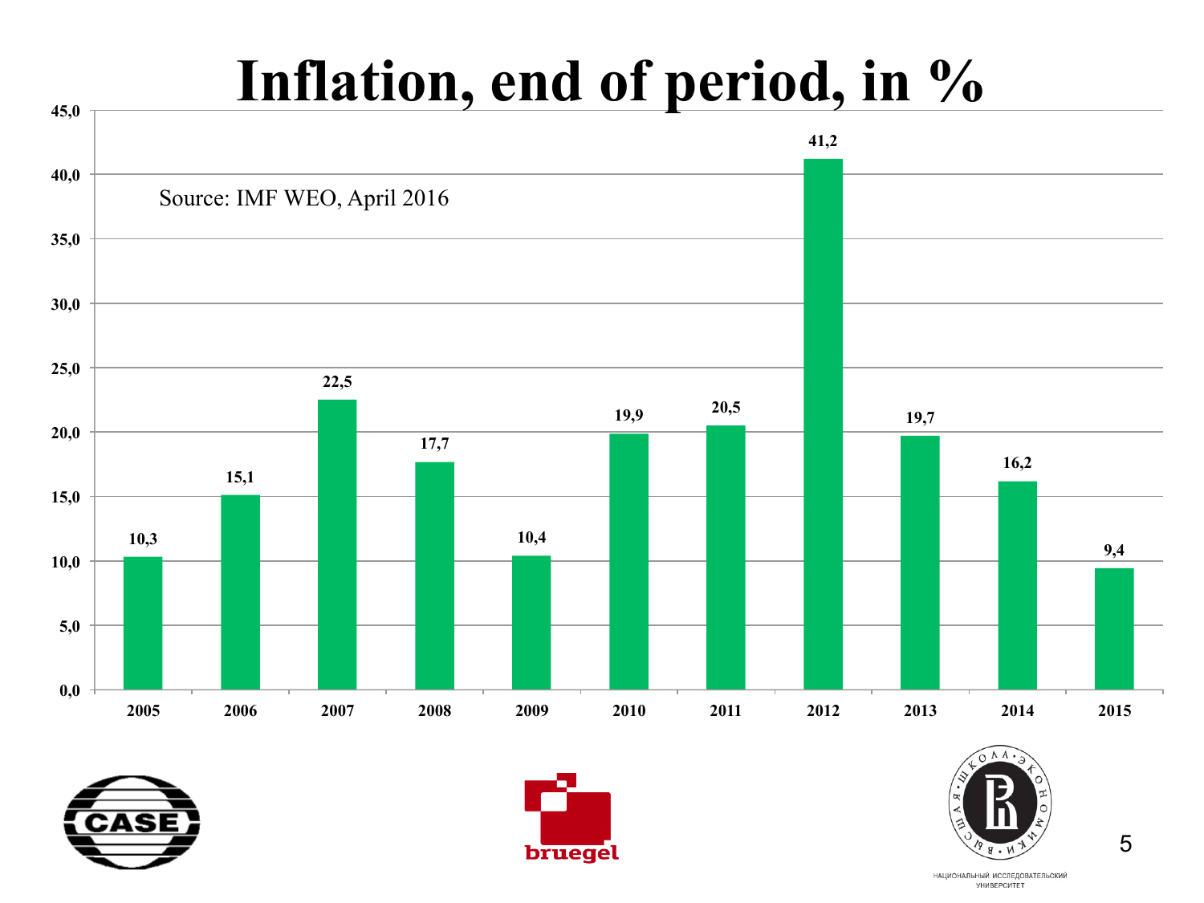# Inflation, end of period, in %

Source: IMF WEO, April 2016

| Year | Inflation, end of period, in % |
|---|---|
| 2005 | 10,3 |
| 2006 | 15,1 |
| 2007 | 22,5 |
| 2008 | 17,7 |
| 2009 | 10,4 |
| 2010 | 19,9 |
| 2011 | 20,5 |
| 2012 | 41,2 |
| 2013 | 19,7 |
| 2014 | 16,2 |
| 2015 | 9,4 |

CASE

bruegel

НАЦИОНАЛЬНЫЙ ИССЛЕДОВАТЕЛЬСКИЙ УНИВЕРСИТЕТ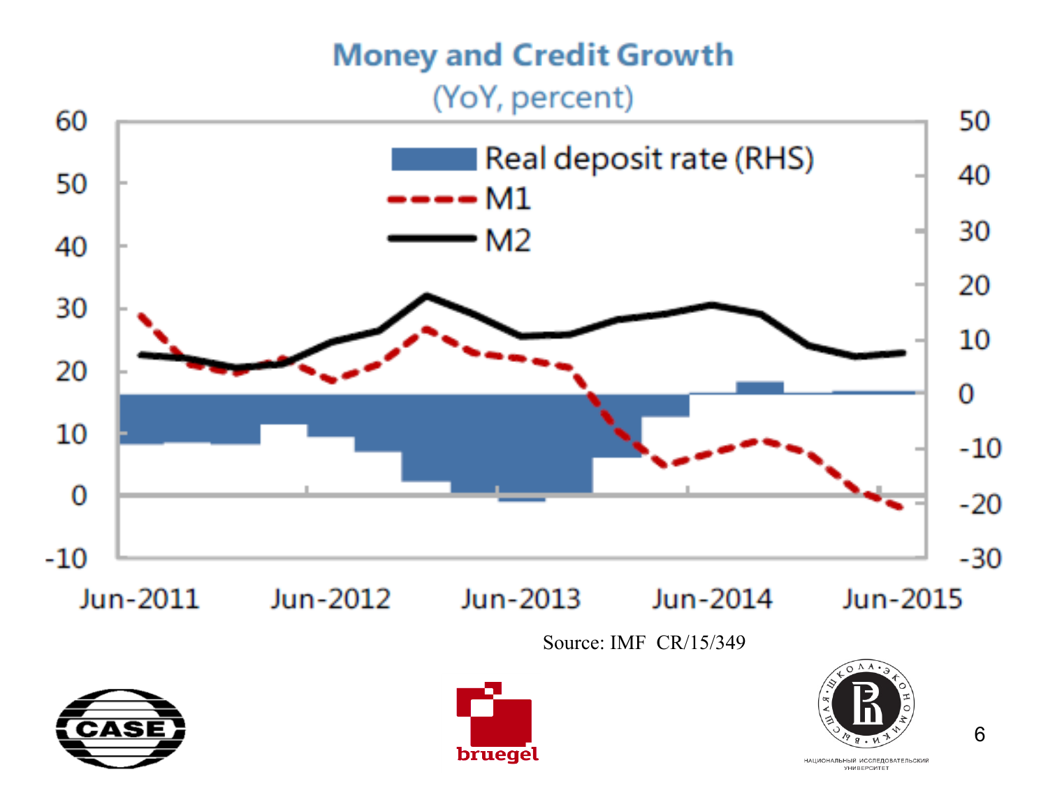## Money and Credit Growth

(YoY, percent)

Real deposit rate (RHS)

M1

M2

60, 50, 40, 30, 20, 10, 0, -10

50, 40, 30, 20, 10, 0, -10, -20, -30

Jun-2011, Jun-2012, Jun-2013, Jun-2014, Jun-2015

Source: IMF CR/15/349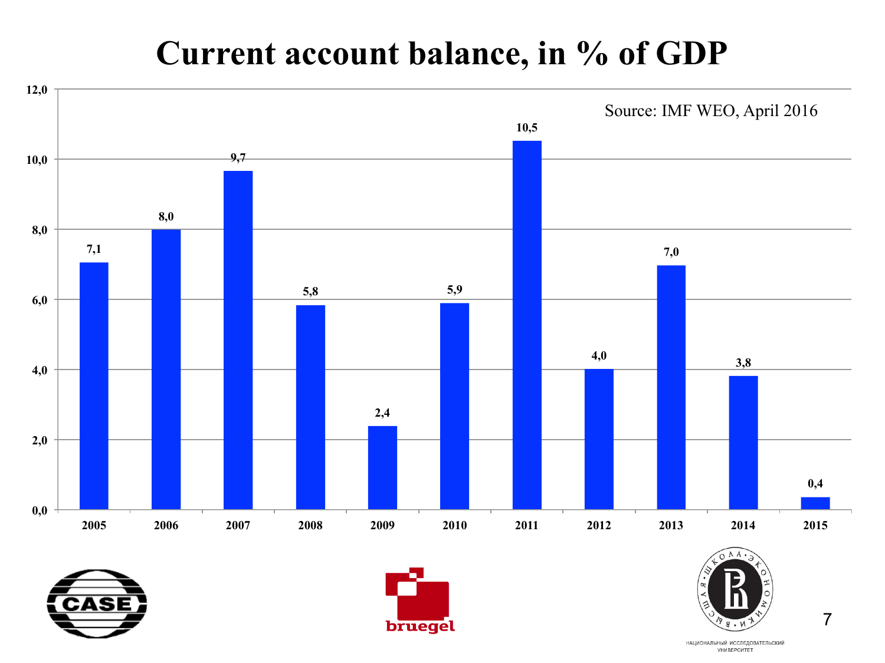# Current account balance, in % of GDP

Source: IMF WEO, April 2016

| Year | Current account balance, % of GDP |
|---|---|
| 2005 | 7,1 |
| 2006 | 8,0 |
| 2007 | 9,7 |
| 2008 | 5,8 |
| 2009 | 2,4 |
| 2010 | 5,9 |
| 2011 | 10,5 |
| 2012 | 4,0 |
| 2013 | 7,0 |
| 2014 | 3,8 |
| 2015 | 0,4 |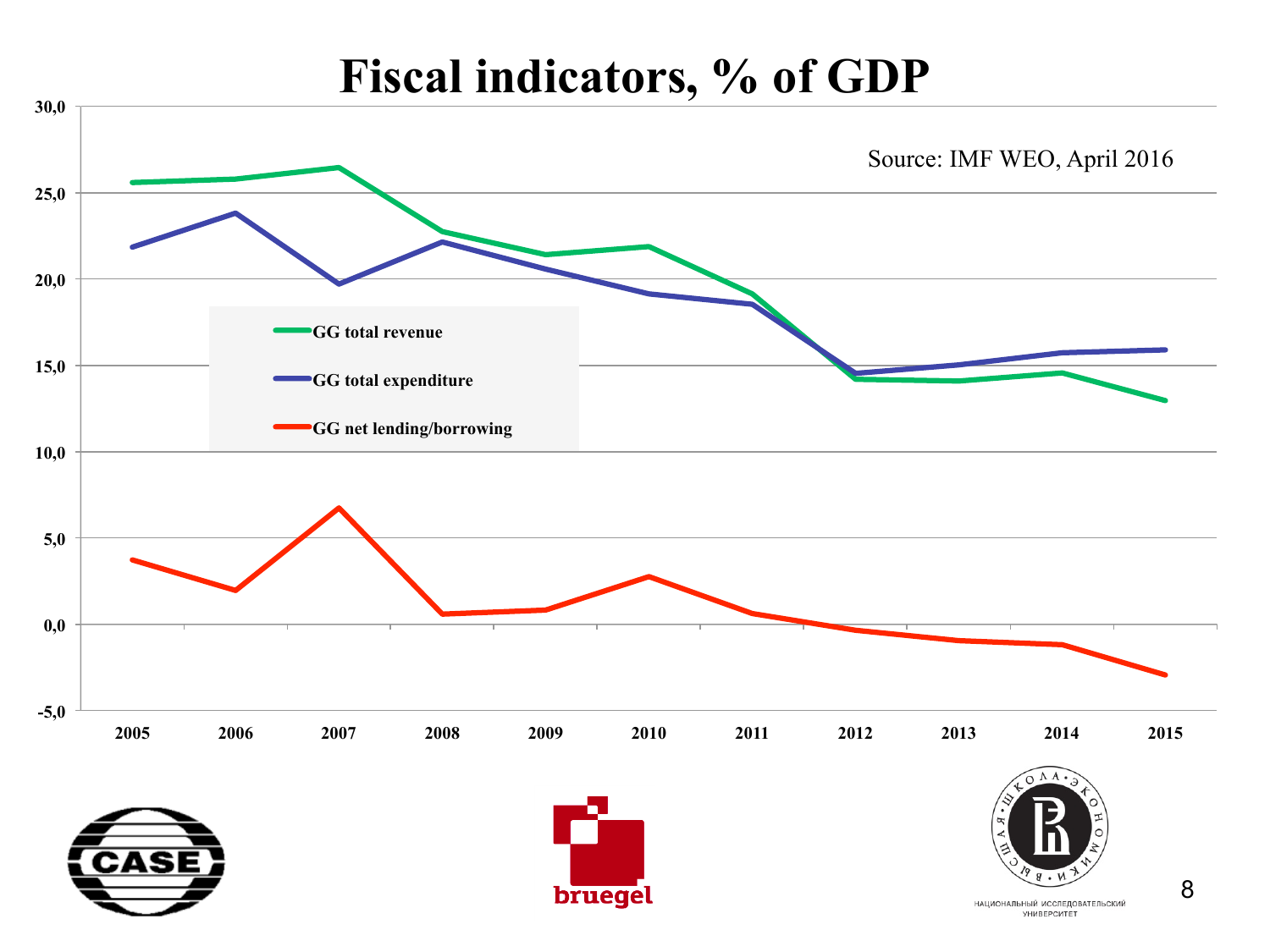# Fiscal indicators, % of GDP

Source: IMF WEO, April 2016

- GG total revenue
- GG total expenditure
- GG net lending/borrowing

30,0
25,0
20,0
15,0
10,0
5,0
0,0
-5,0

2005 2006 2007 2008 2009 2010 2011 2012 2013 2014 2015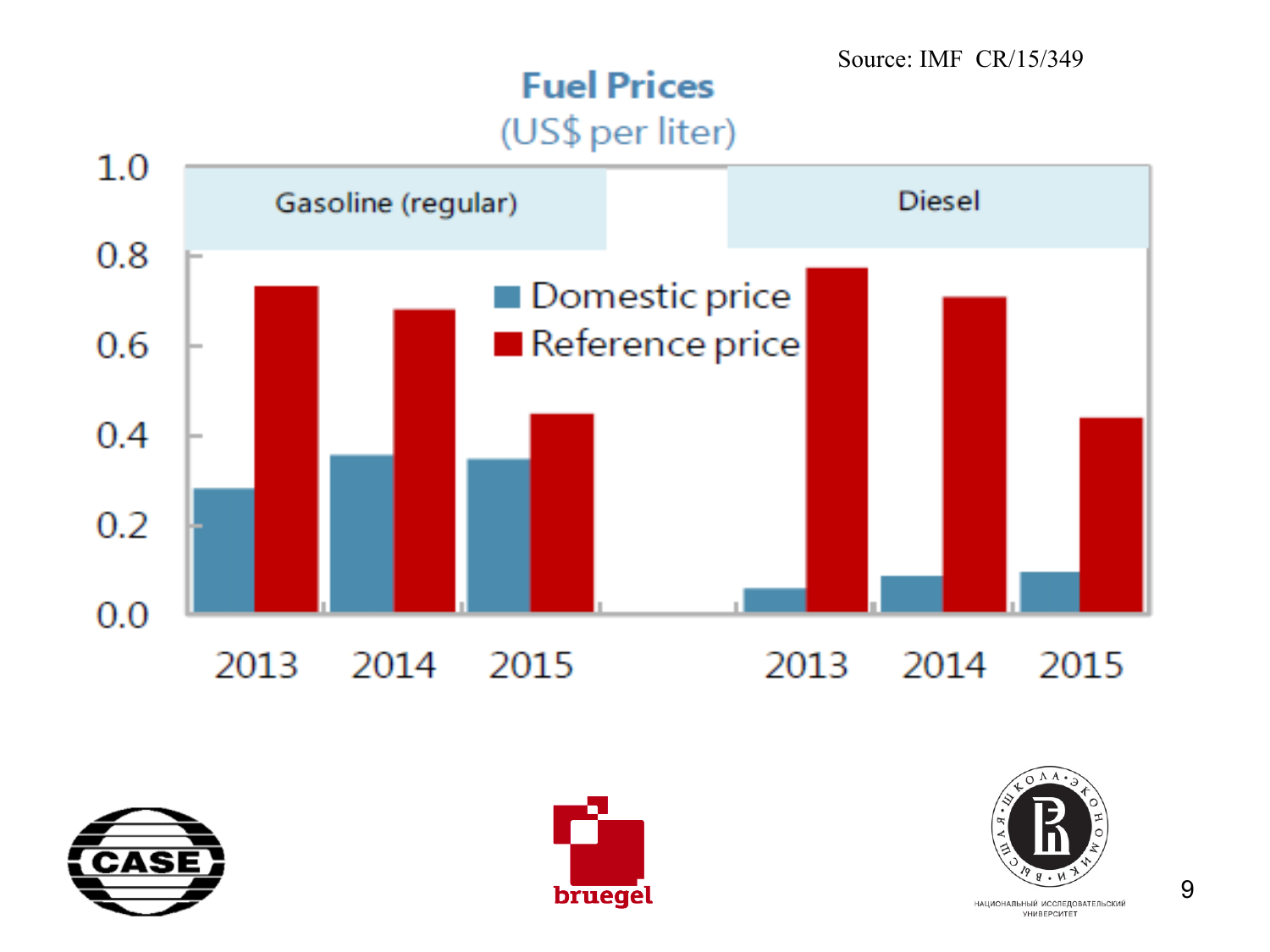Source: IMF CR/15/349

## Fuel Prices

(US$ per liter)

Gasoline (regular) | Diesel

Domestic price

Reference price

2013 2014 2015 | 2013 2014 2015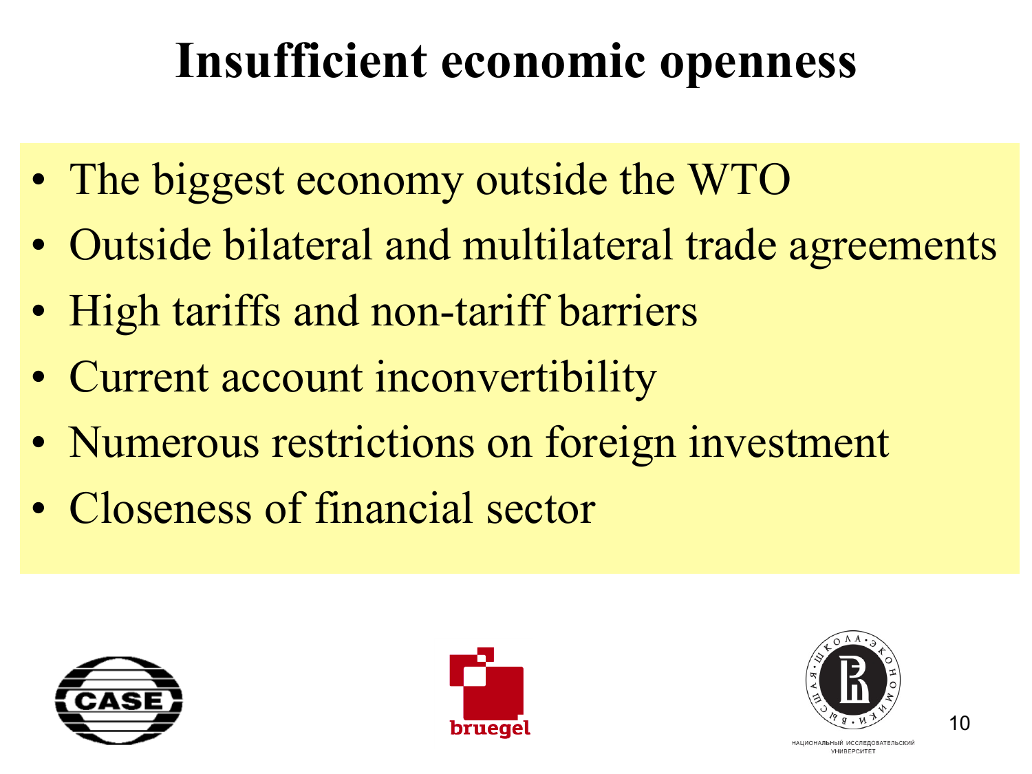# Insufficient economic openness

- The biggest economy outside the WTO
- Outside bilateral and multilateral trade agreements
- High tariffs and non-tariff barriers
- Current account inconvertibility
- Numerous restrictions on foreign investment
- Closeness of financial sector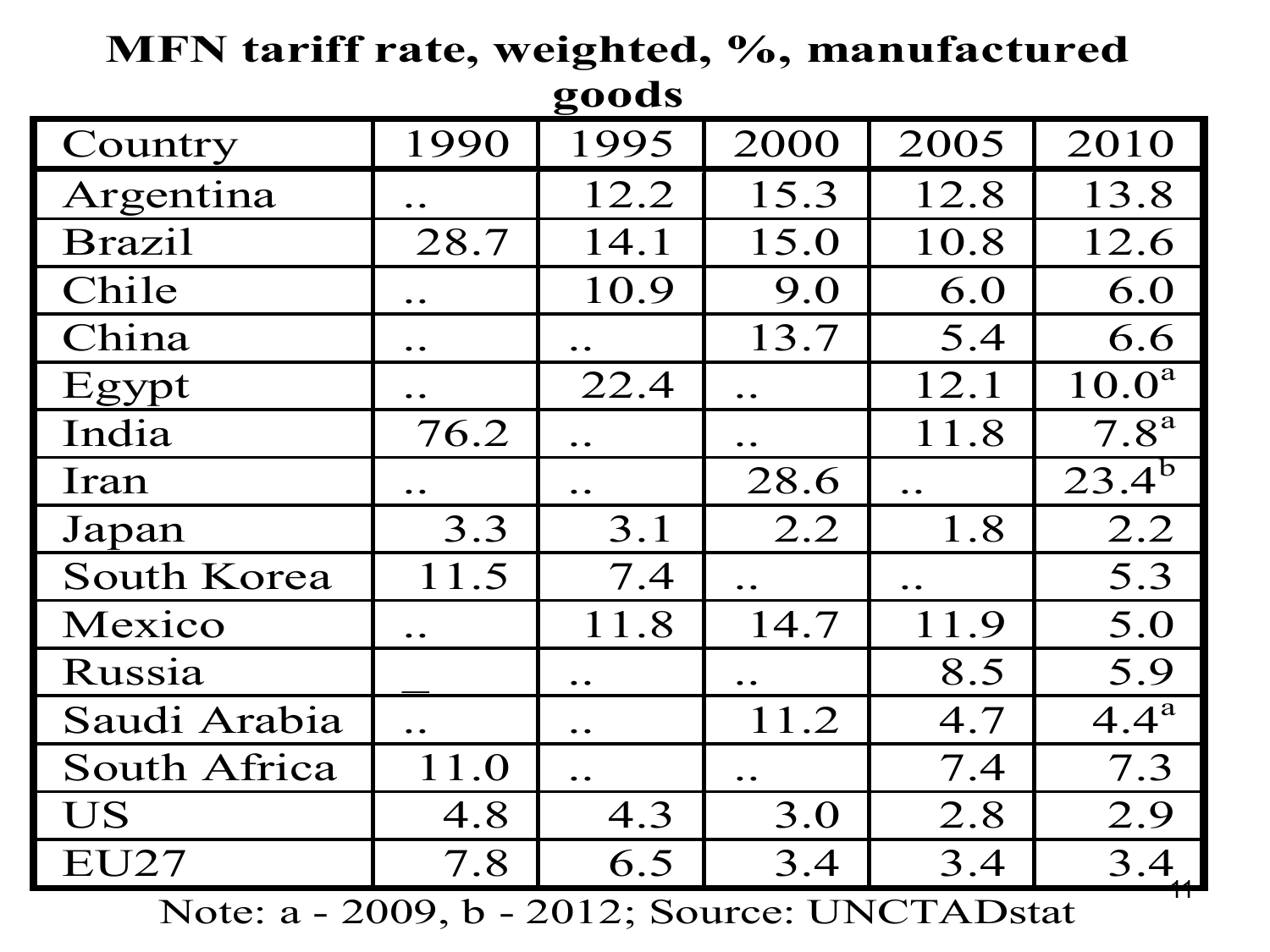# MFN tariff rate, weighted, %, manufactured goods

| Country | 1990 | 1995 | 2000 | 2005 | 2010 |
|---|---|---|---|---|---|
| Argentina | .. | 12.2 | 15.3 | 12.8 | 13.8 |
| Brazil | 28.7 | 14.1 | 15.0 | 10.8 | 12.6 |
| Chile | .. | 10.9 | 9.0 | 6.0 | 6.0 |
| China | .. | .. | 13.7 | 5.4 | 6.6 |
| Egypt | .. | 22.4 | .. | 12.1 | 10.0[a] |
| India | 76.2 | .. | .. | 11.8 | 7.8[a] |
| Iran | .. | .. | 28.6 | .. | 23.4[b] |
| Japan | 3.3 | 3.1 | 2.2 | 1.8 | 2.2 |
| South Korea | 11.5 | 7.4 | .. | .. | 5.3 |
| Mexico | .. | 11.8 | 14.7 | 11.9 | 5.0 |
| Russia | _ | .. | .. | 8.5 | 5.9 |
| Saudi Arabia | .. | .. | 11.2 | 4.7 | 4.4[a] |
| South Africa | 11.0 | .. | .. | 7.4 | 7.3 |
| US | 4.8 | 4.3 | 3.0 | 2.8 | 2.9 |
| EU27 | 7.8 | 6.5 | 3.4 | 3.4 | 3.4 |

Note: a - 2009, b - 2012; Source: UNCTADstat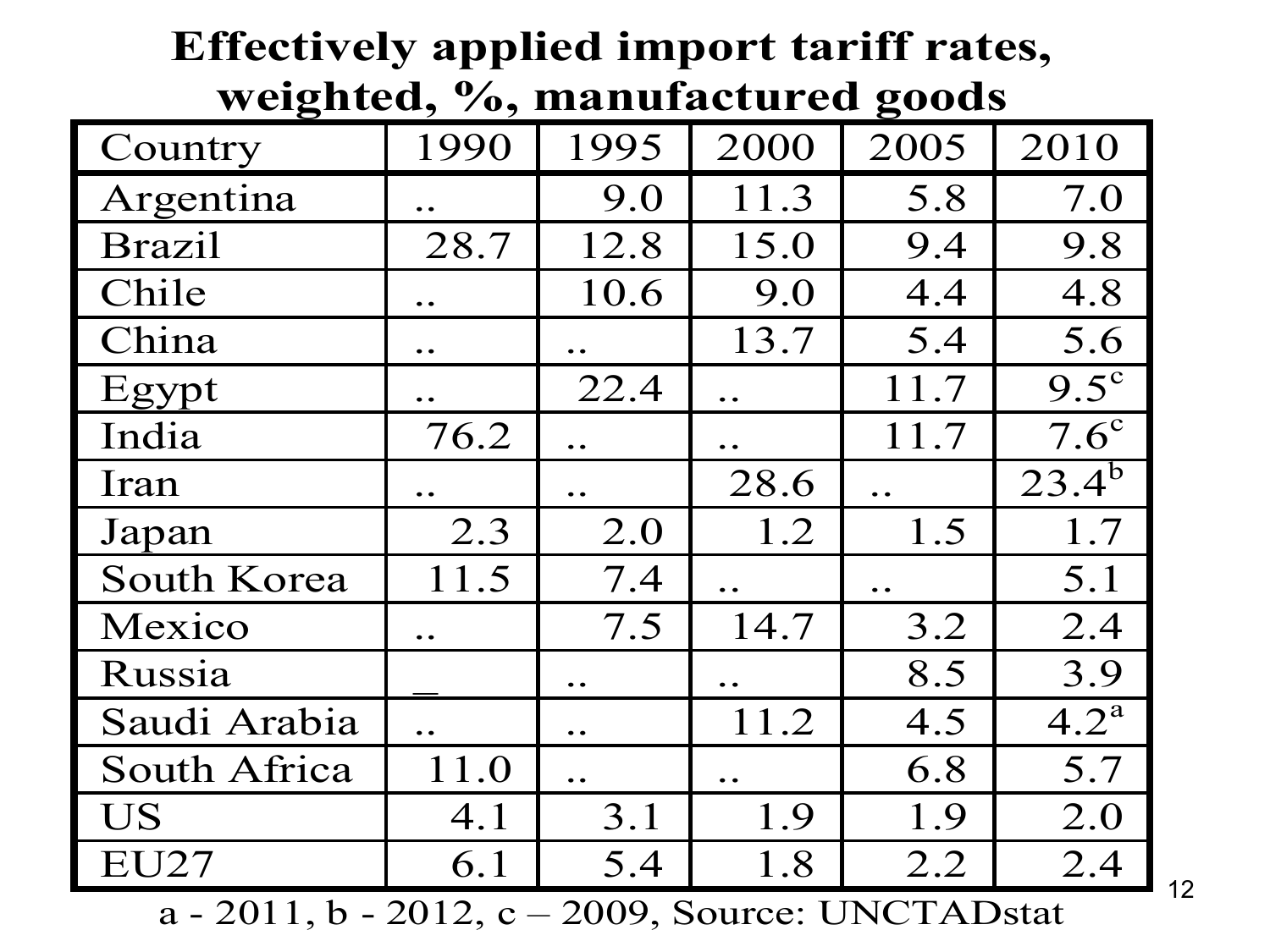# Effectively applied import tariff rates, weighted, %, manufactured goods

| Country | 1990 | 1995 | 2000 | 2005 | 2010 |
|---|---|---|---|---|---|
| Argentina | .. | 9.0 | 11.3 | 5.8 | 7.0 |
| Brazil | 28.7 | 12.8 | 15.0 | 9.4 | 9.8 |
| Chile | .. | 10.6 | 9.0 | 4.4 | 4.8 |
| China | .. | .. | 13.7 | 5.4 | 5.6 |
| Egypt | .. | 22.4 | .. | 11.7 | 9.5[c] |
| India | 76.2 | .. | .. | 11.7 | 7.6[c] |
| Iran | .. | .. | 28.6 | .. | 23.4[b] |
| Japan | 2.3 | 2.0 | 1.2 | 1.5 | 1.7 |
| South Korea | 11.5 | 7.4 | .. | .. | 5.1 |
| Mexico | .. | 7.5 | 14.7 | 3.2 | 2.4 |
| Russia | _ | .. | .. | 8.5 | 3.9 |
| Saudi Arabia | .. | .. | 11.2 | 4.5 | 4.2[a] |
| South Africa | 11.0 | .. | .. | 6.8 | 5.7 |
| US | 4.1 | 3.1 | 1.9 | 1.9 | 2.0 |
| EU27 | 6.1 | 5.4 | 1.8 | 2.2 | 2.4 |

a - 2011, b - 2012, c – 2009, Source: UNCTADstat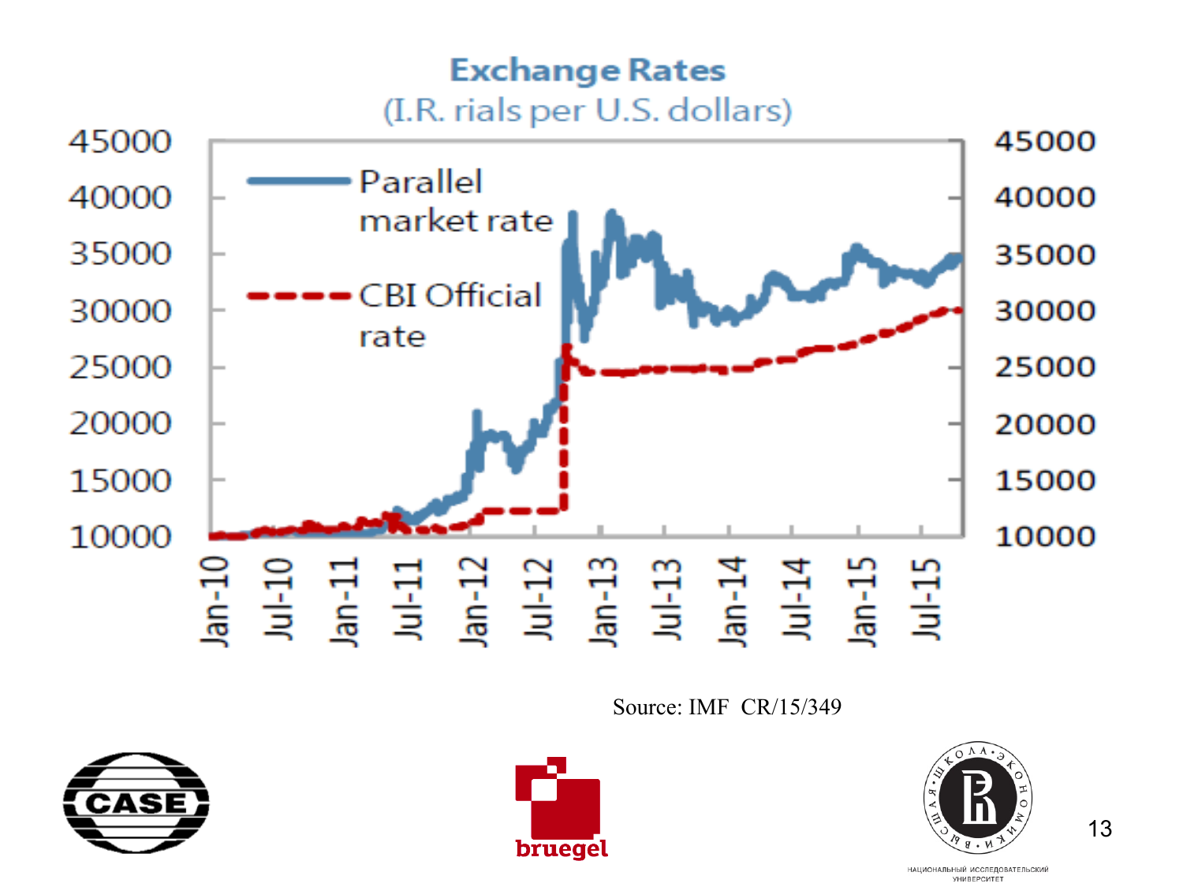## Exchange Rates
(I.R. rials per U.S. dollars)

Source: IMF CR/15/349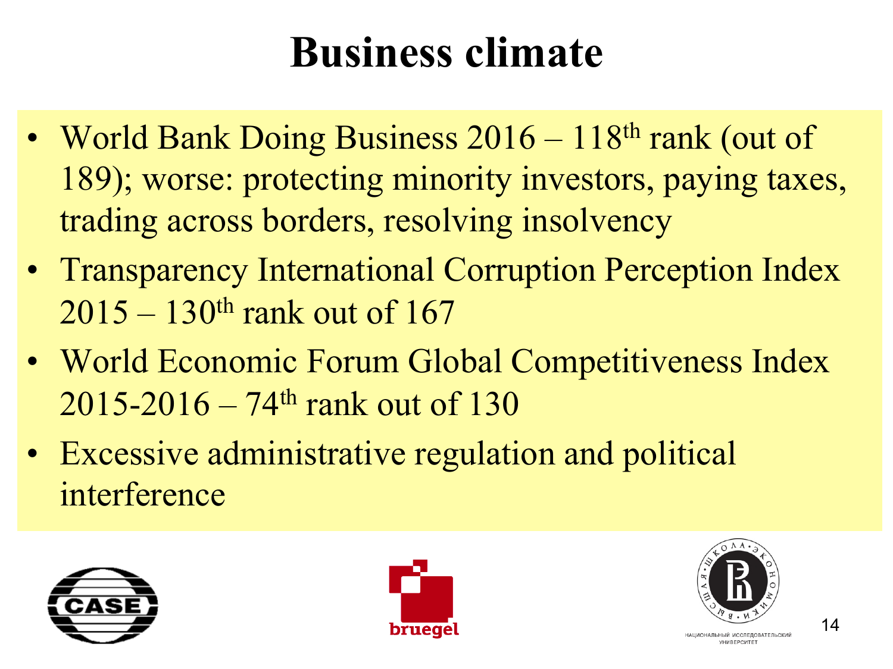# Business climate

- World Bank Doing Business 2016 – 118th rank (out of 189); worse: protecting minority investors, paying taxes, trading across borders, resolving insolvency
- Transparency International Corruption Perception Index 2015 – 130th rank out of 167
- World Economic Forum Global Competitiveness Index 2015-2016 – 74th rank out of 130
- Excessive administrative regulation and political interference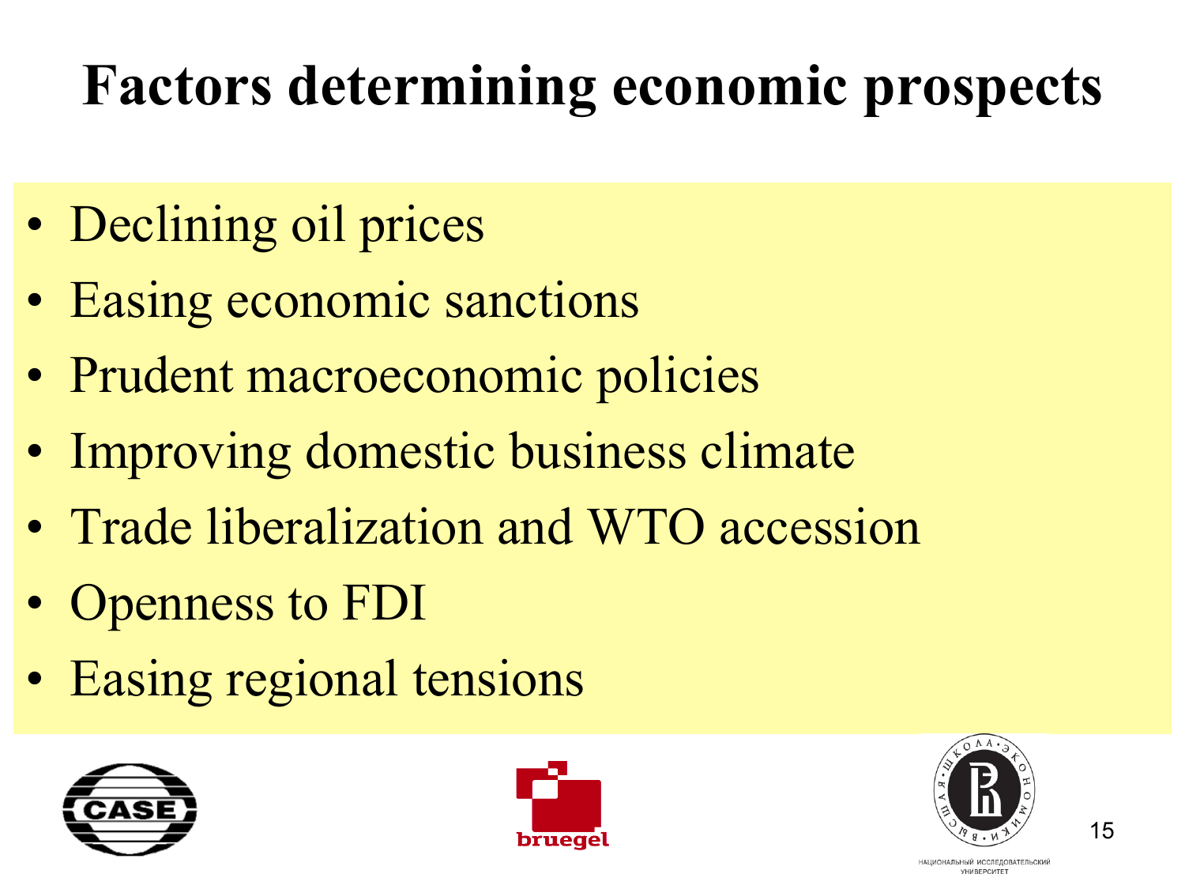# Factors determining economic prospects

- Declining oil prices
- Easing economic sanctions
- Prudent macroeconomic policies
- Improving domestic business climate
- Trade liberalization and WTO accession
- Openness to FDI
- Easing regional tensions